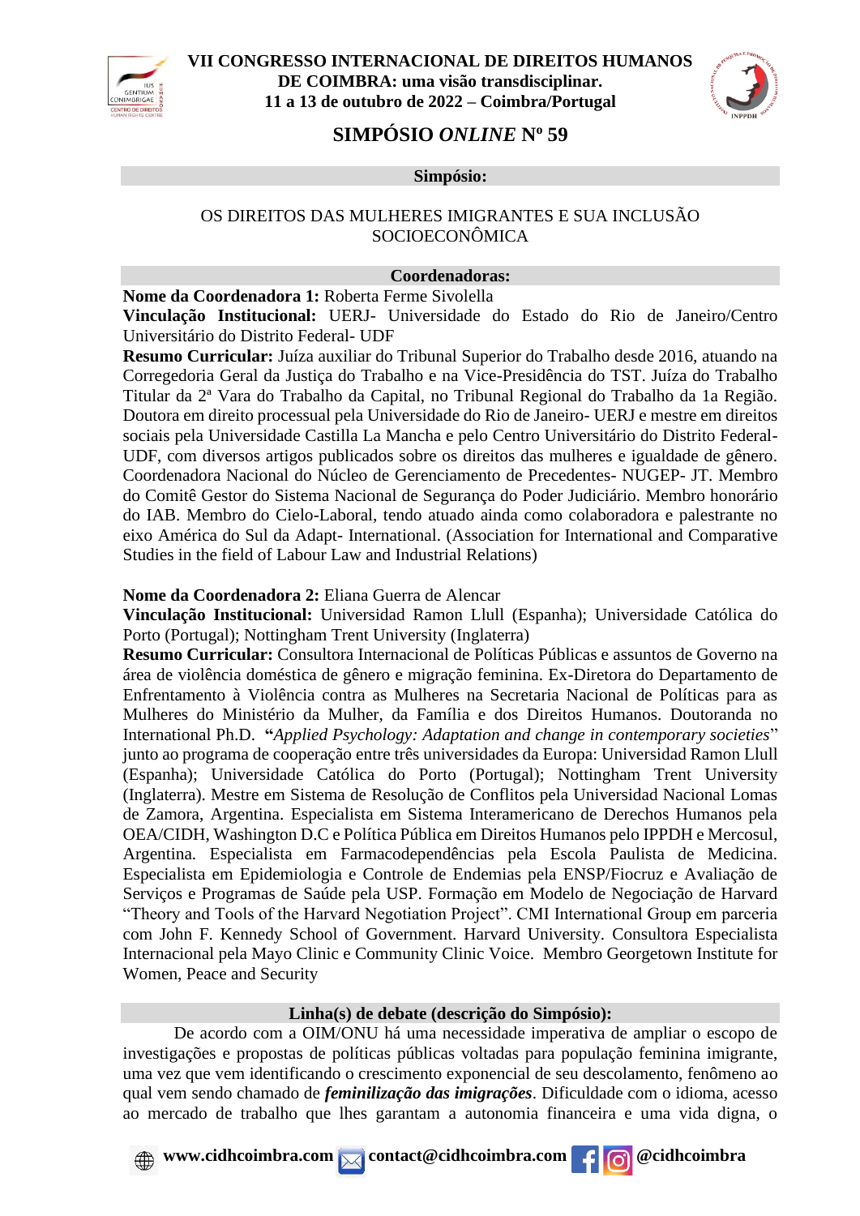# VII CONGRESSO INTERNACIONAL DE DIREITOS HUMANOS DE COIMBRA: uma visão transdisciplinar.

**11 a 13 de outubro de 2022 – Coimbra/Portugal**

## SIMPÓSIO *ONLINE* Nº 59

**Simpósio:**

OS DIREITOS DAS MULHERES IMIGRANTES E SUA INCLUSÃO SOCIOECONÔMICA

**Coordenadoras:**

**Nome da Coordenadora 1:** Roberta Ferme Sivolella

**Vinculação Institucional:** UERJ- Universidade do Estado do Rio de Janeiro/Centro Universitário do Distrito Federal- UDF

**Resumo Curricular:** Juíza auxiliar do Tribunal Superior do Trabalho desde 2016, atuando na Corregedoria Geral da Justiça do Trabalho e na Vice-Presidência do TST. Juíza do Trabalho Titular da 2ª Vara do Trabalho da Capital, no Tribunal Regional do Trabalho da 1a Região. Doutora em direito processual pela Universidade do Rio de Janeiro- UERJ e mestre em direitos sociais pela Universidade Castilla La Mancha e pelo Centro Universitário do Distrito Federal- UDF, com diversos artigos publicados sobre os direitos das mulheres e igualdade de gênero. Coordenadora Nacional do Núcleo de Gerenciamento de Precedentes- NUGEP- JT. Membro do Comitê Gestor do Sistema Nacional de Segurança do Poder Judiciário. Membro honorário do IAB. Membro do Cielo-Laboral, tendo atuado ainda como colaboradora e palestrante no eixo América do Sul da Adapt- International. (Association for International and Comparative Studies in the field of Labour Law and Industrial Relations)

**Nome da Coordenadora 2:** Eliana Guerra de Alencar

**Vinculação Institucional:** Universidad Ramon Llull (Espanha); Universidade Católica do Porto (Portugal); Nottingham Trent University (Inglaterra)

**Resumo Curricular:** Consultora Internacional de Políticas Públicas e assuntos de Governo na área de violência doméstica de gênero e migração feminina. Ex-Diretora do Departamento de Enfrentamento à Violência contra as Mulheres na Secretaria Nacional de Políticas para as Mulheres do Ministério da Mulher, da Família e dos Direitos Humanos. Doutoranda no International Ph.D. **"***Applied Psychology: Adaptation and change in contemporary societies*" junto ao programa de cooperação entre três universidades da Europa: Universidad Ramon Llull (Espanha); Universidade Católica do Porto (Portugal); Nottingham Trent University (Inglaterra). Mestre em Sistema de Resolução de Conflitos pela Universidad Nacional Lomas de Zamora, Argentina. Especialista em Sistema Interamericano de Derechos Humanos pela OEA/CIDH, Washington D.C e Política Pública em Direitos Humanos pelo IPPDH e Mercosul, Argentina. Especialista em Farmacodependências pela Escola Paulista de Medicina. Especialista em Epidemiologia e Controle de Endemias pela ENSP/Fiocruz e Avaliação de Serviços e Programas de Saúde pela USP. Formação em Modelo de Negociação de Harvard "Theory and Tools of the Harvard Negotiation Project". CMI International Group em parceria com John F. Kennedy School of Government. Harvard University. Consultora Especialista Internacional pela Mayo Clinic e Community Clinic Voice. Membro Georgetown Institute for Women, Peace and Security

**Linha(s) de debate (descrição do Simpósio):**

De acordo com a OIM/ONU há uma necessidade imperativa de ampliar o escopo de investigações e propostas de políticas públicas voltadas para população feminina imigrante, uma vez que vem identificando o crescimento exponencial de seu descolamento, fenômeno ao qual vem sendo chamado de ***feminilização das imigrações***. Dificuldade com o idioma, acesso ao mercado de trabalho que lhes garantam a autonomia financeira e uma vida digna, o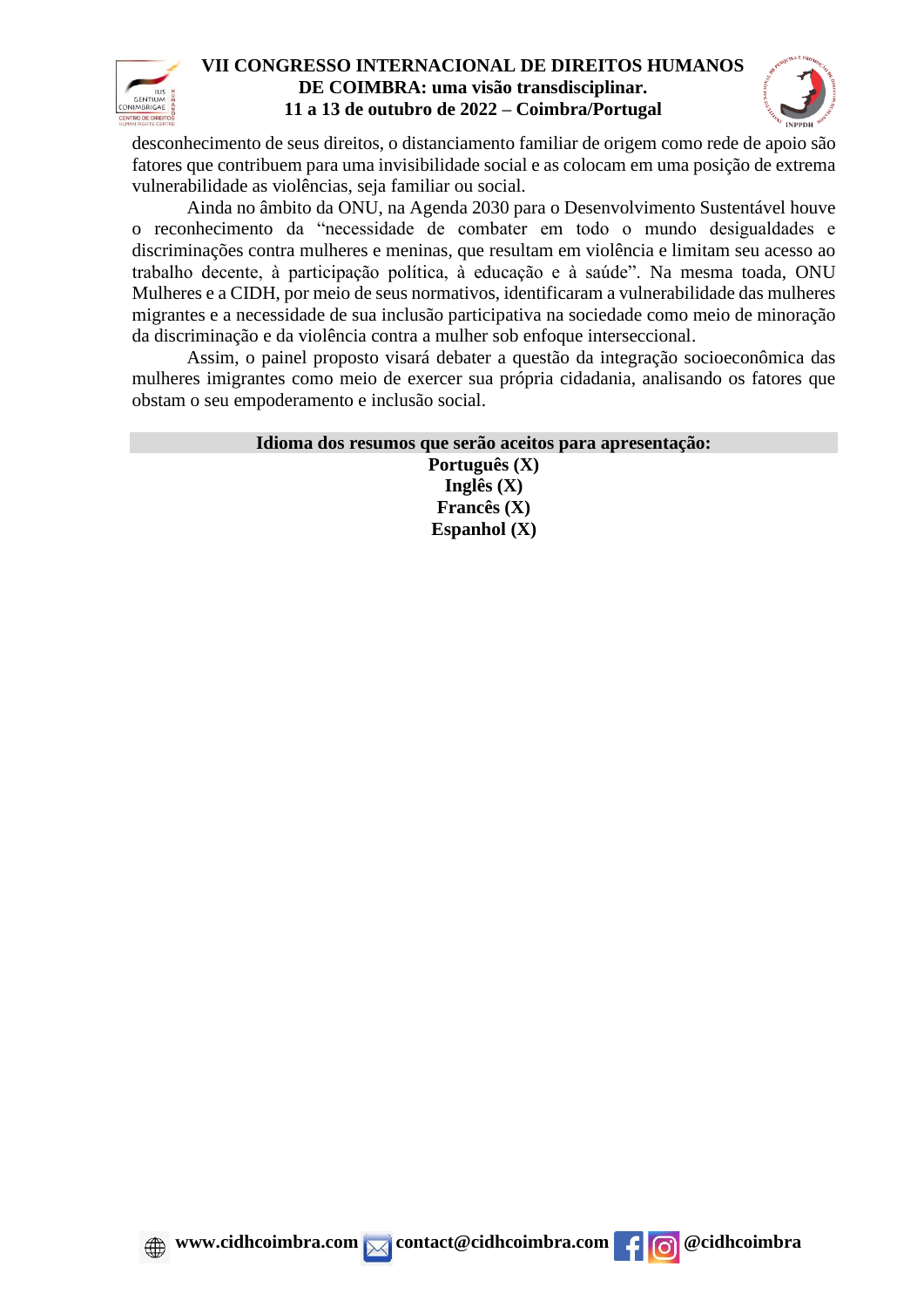desconhecimento de seus direitos, o distanciamento familiar de origem como rede de apoio são fatores que contribuem para uma invisibilidade social e as colocam em uma posição de extrema vulnerabilidade as violências, seja familiar ou social.

Ainda no âmbito da ONU, na Agenda 2030 para o Desenvolvimento Sustentável houve o reconhecimento da "necessidade de combater em todo o mundo desigualdades e discriminações contra mulheres e meninas, que resultam em violência e limitam seu acesso ao trabalho decente, à participação política, à educação e à saúde". Na mesma toada, ONU Mulheres e a CIDH, por meio de seus normativos, identificaram a vulnerabilidade das mulheres migrantes e a necessidade de sua inclusão participativa na sociedade como meio de minoração da discriminação e da violência contra a mulher sob enfoque interseccional.

Assim, o painel proposto visará debater a questão da integração socioeconômica das mulheres imigrantes como meio de exercer sua própria cidadania, analisando os fatores que obstam o seu empoderamento e inclusão social.

**Idioma dos resumos que serão aceitos para apresentação:**

**Português (X)**
**Inglês (X)**
**Francês (X)**
**Espanhol (X)**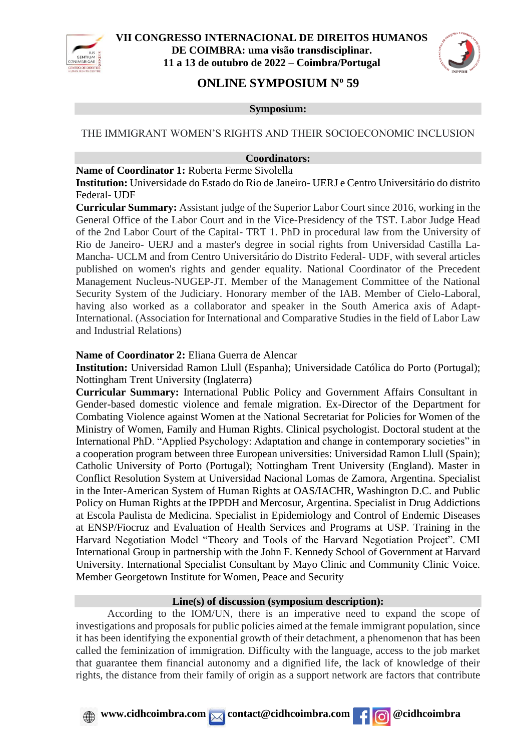# VII CONGRESSO INTERNACIONAL DE DIREITOS HUMANOS DE COIMBRA: uma visão transdisciplinar.
**11 a 13 de outubro de 2022 – Coimbra/Portugal**

## ONLINE SYMPOSIUM Nº 59

**Symposium:**

THE IMMIGRANT WOMEN'S RIGHTS AND THEIR SOCIOECONOMIC INCLUSION

**Coordinators:**

**Name of Coordinator 1:** Roberta Ferme Sivolella
**Institution:** Universidade do Estado do Rio de Janeiro- UERJ e Centro Universitário do distrito Federal- UDF
**Curricular Summary:** Assistant judge of the Superior Labor Court since 2016, working in the General Office of the Labor Court and in the Vice-Presidency of the TST. Labor Judge Head of the 2nd Labor Court of the Capital- TRT 1. PhD in procedural law from the University of Rio de Janeiro- UERJ and a master's degree in social rights from Universidad Castilla La-Mancha- UCLM and from Centro Universitário do Distrito Federal- UDF, with several articles published on women's rights and gender equality. National Coordinator of the Precedent Management Nucleus-NUGEP-JT. Member of the Management Committee of the National Security System of the Judiciary. Honorary member of the IAB. Member of Cielo-Laboral, having also worked as a collaborator and speaker in the South America axis of Adapt-International. (Association for International and Comparative Studies in the field of Labor Law and Industrial Relations)

**Name of Coordinator 2:** Eliana Guerra de Alencar
**Institution:** Universidad Ramon Llull (Espanha); Universidade Católica do Porto (Portugal); Nottingham Trent University (Inglaterra)
**Curricular Summary:** International Public Policy and Government Affairs Consultant in Gender-based domestic violence and female migration. Ex-Director of the Department for Combating Violence against Women at the National Secretariat for Policies for Women of the Ministry of Women, Family and Human Rights. Clinical psychologist. Doctoral student at the International PhD. "Applied Psychology: Adaptation and change in contemporary societies" in a cooperation program between three European universities: Universidad Ramon Llull (Spain); Catholic University of Porto (Portugal); Nottingham Trent University (England). Master in Conflict Resolution System at Universidad Nacional Lomas de Zamora, Argentina. Specialist in the Inter-American System of Human Rights at OAS/IACHR, Washington D.C. and Public Policy on Human Rights at the IPPDH and Mercosur, Argentina. Specialist in Drug Addictions at Escola Paulista de Medicina. Specialist in Epidemiology and Control of Endemic Diseases at ENSP/Fiocruz and Evaluation of Health Services and Programs at USP. Training in the Harvard Negotiation Model "Theory and Tools of the Harvard Negotiation Project". CMI International Group in partnership with the John F. Kennedy School of Government at Harvard University. International Specialist Consultant by Mayo Clinic and Community Clinic Voice. Member Georgetown Institute for Women, Peace and Security

**Line(s) of discussion (symposium description):**

According to the IOM/UN, there is an imperative need to expand the scope of investigations and proposals for public policies aimed at the female immigrant population, since it has been identifying the exponential growth of their detachment, a phenomenon that has been called the feminization of immigration. Difficulty with the language, access to the job market that guarantee them financial autonomy and a dignified life, the lack of knowledge of their rights, the distance from their family of origin as a support network are factors that contribute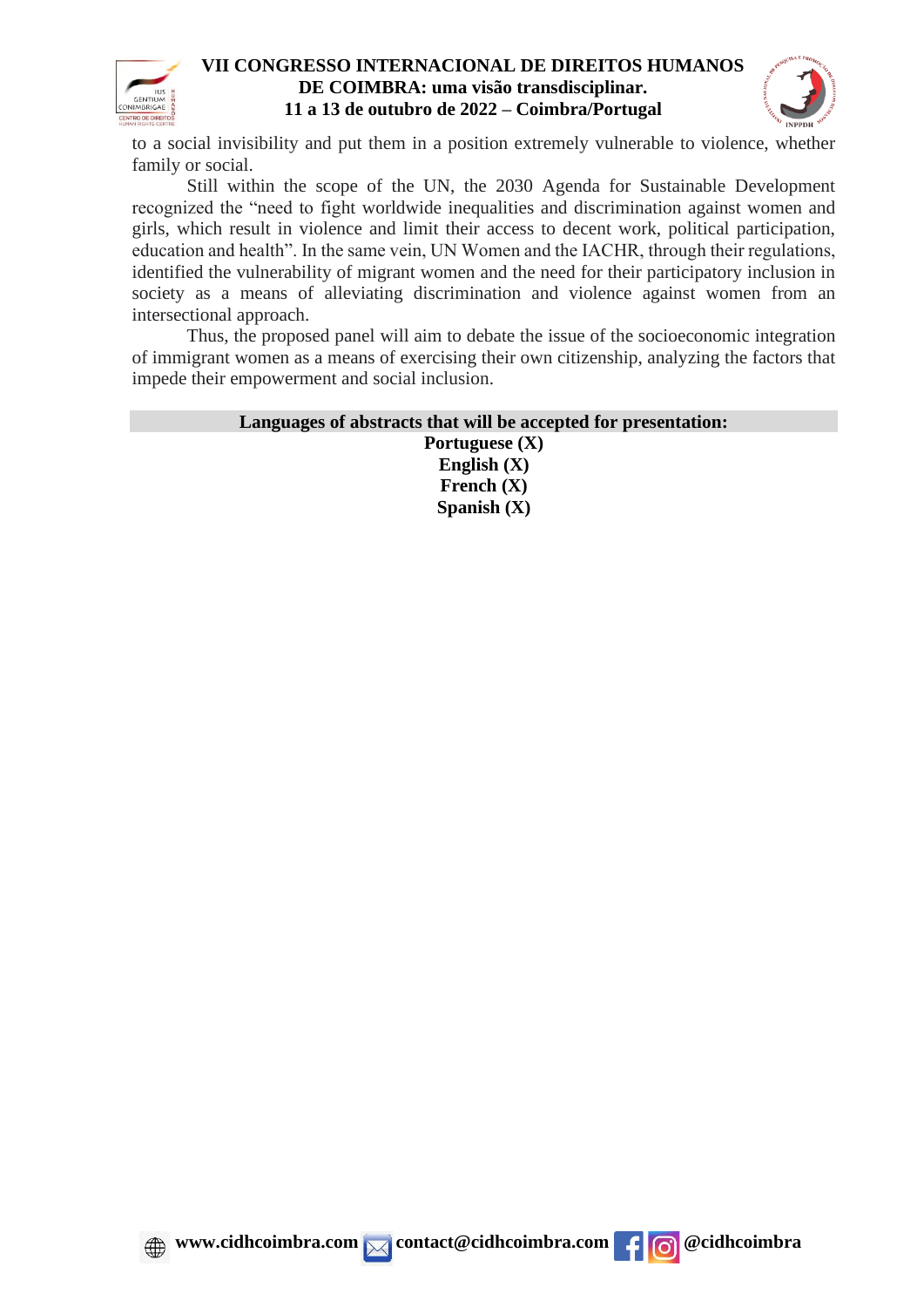to a social invisibility and put them in a position extremely vulnerable to violence, whether family or social.

Still within the scope of the UN, the 2030 Agenda for Sustainable Development recognized the "need to fight worldwide inequalities and discrimination against women and girls, which result in violence and limit their access to decent work, political participation, education and health". In the same vein, UN Women and the IACHR, through their regulations, identified the vulnerability of migrant women and the need for their participatory inclusion in society as a means of alleviating discrimination and violence against women from an intersectional approach.

Thus, the proposed panel will aim to debate the issue of the socioeconomic integration of immigrant women as a means of exercising their own citizenship, analyzing the factors that impede their empowerment and social inclusion.

**Languages of abstracts that will be accepted for presentation:**

**Portuguese (X)**
**English (X)**
**French (X)**
**Spanish (X)**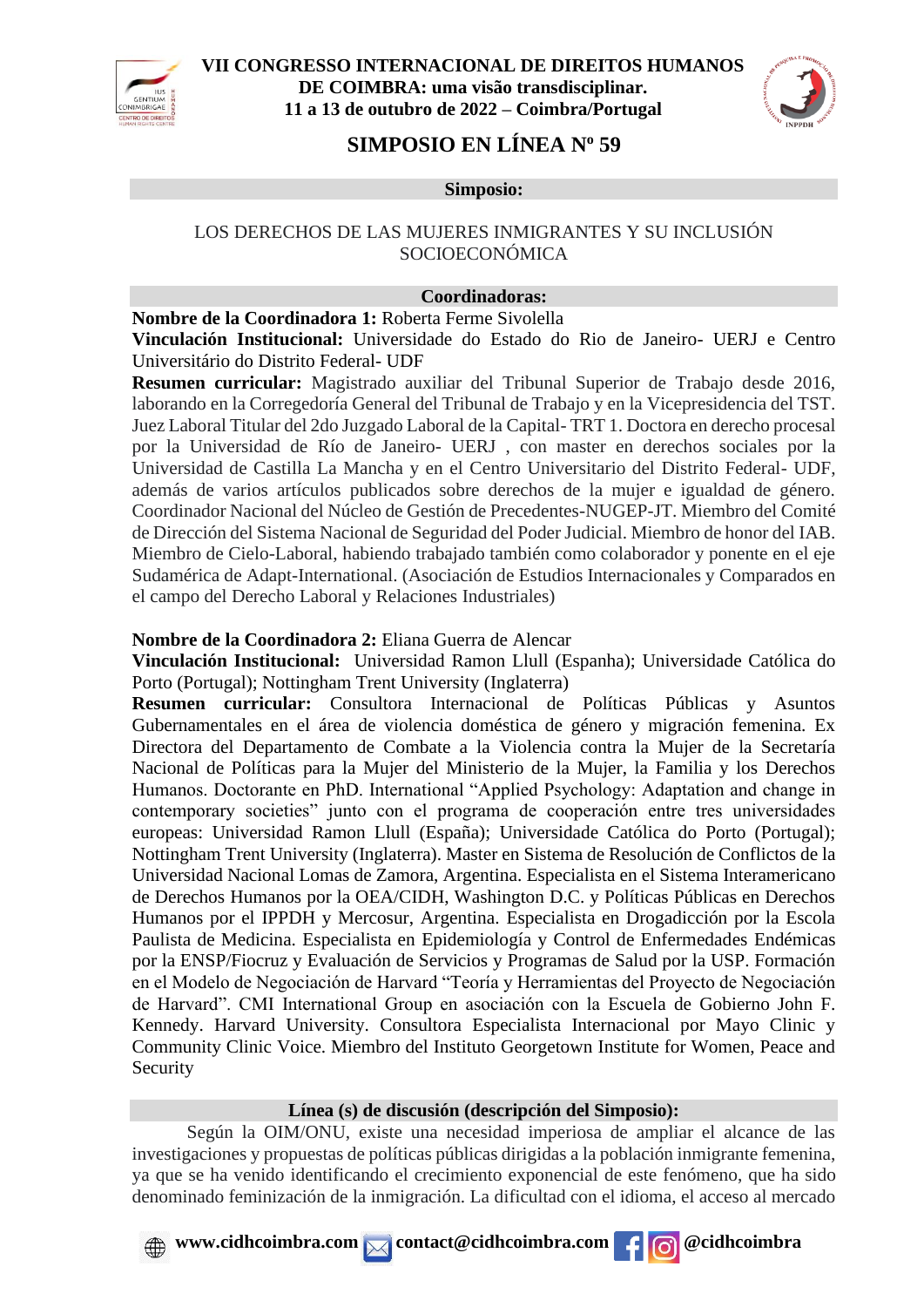## SIMPOSIO EN LÍNEA Nº 59

**Simposio:**

LOS DERECHOS DE LAS MUJERES INMIGRANTES Y SU INCLUSIÓN SOCIOECONÓMICA

**Coordinadoras:**

**Nombre de la Coordinadora 1:** Roberta Ferme Sivolella
**Vinculación Institucional:** Universidade do Estado do Rio de Janeiro- UERJ e Centro Universitário do Distrito Federal- UDF
**Resumen curricular:** Magistrado auxiliar del Tribunal Superior de Trabajo desde 2016, laborando en la Corregedoría General del Tribunal de Trabajo y en la Vicepresidencia del TST. Juez Laboral Titular del 2do Juzgado Laboral de la Capital- TRT 1. Doctora en derecho procesal por la Universidad de Río de Janeiro- UERJ , con master en derechos sociales por la Universidad de Castilla La Mancha y en el Centro Universitario del Distrito Federal- UDF, además de varios artículos publicados sobre derechos de la mujer e igualdad de género. Coordinador Nacional del Núcleo de Gestión de Precedentes-NUGEP-JT. Miembro del Comité de Dirección del Sistema Nacional de Seguridad del Poder Judicial. Miembro de honor del IAB. Miembro de Cielo-Laboral, habiendo trabajado también como colaborador y ponente en el eje Sudamérica de Adapt-International. (Asociación de Estudios Internacionales y Comparados en el campo del Derecho Laboral y Relaciones Industriales)

**Nombre de la Coordinadora 2:** Eliana Guerra de Alencar
**Vinculación Institucional:** Universidad Ramon Llull (Espanha); Universidade Católica do Porto (Portugal); Nottingham Trent University (Inglaterra)
**Resumen curricular:** Consultora Internacional de Políticas Públicas y Asuntos Gubernamentales en el área de violencia doméstica de género y migración femenina. Ex Directora del Departamento de Combate a la Violencia contra la Mujer de la Secretaría Nacional de Políticas para la Mujer del Ministerio de la Mujer, la Familia y los Derechos Humanos. Doctorante en PhD. International "Applied Psychology: Adaptation and change in contemporary societies" junto con el programa de cooperación entre tres universidades europeas: Universidad Ramon Llull (España); Universidade Católica do Porto (Portugal); Nottingham Trent University (Inglaterra). Master en Sistema de Resolución de Conflictos de la Universidad Nacional Lomas de Zamora, Argentina. Especialista en el Sistema Interamericano de Derechos Humanos por la OEA/CIDH, Washington D.C. y Políticas Públicas en Derechos Humanos por el IPPDH y Mercosur, Argentina. Especialista en Drogadicción por la Escola Paulista de Medicina. Especialista en Epidemiología y Control de Enfermedades Endémicas por la ENSP/Fiocruz y Evaluación de Servicios y Programas de Salud por la USP. Formación en el Modelo de Negociación de Harvard "Teoría y Herramientas del Proyecto de Negociación de Harvard". CMI International Group en asociación con la Escuela de Gobierno John F. Kennedy. Harvard University. Consultora Especialista Internacional por Mayo Clinic y Community Clinic Voice. Miembro del Instituto Georgetown Institute for Women, Peace and Security

**Línea (s) de discusión (descripción del Simposio):**

Según la OIM/ONU, existe una necesidad imperiosa de ampliar el alcance de las investigaciones y propuestas de políticas públicas dirigidas a la población inmigrante femenina, ya que se ha venido identificando el crecimiento exponencial de este fenómeno, que ha sido denominado feminización de la inmigración. La dificultad con el idioma, el acceso al mercado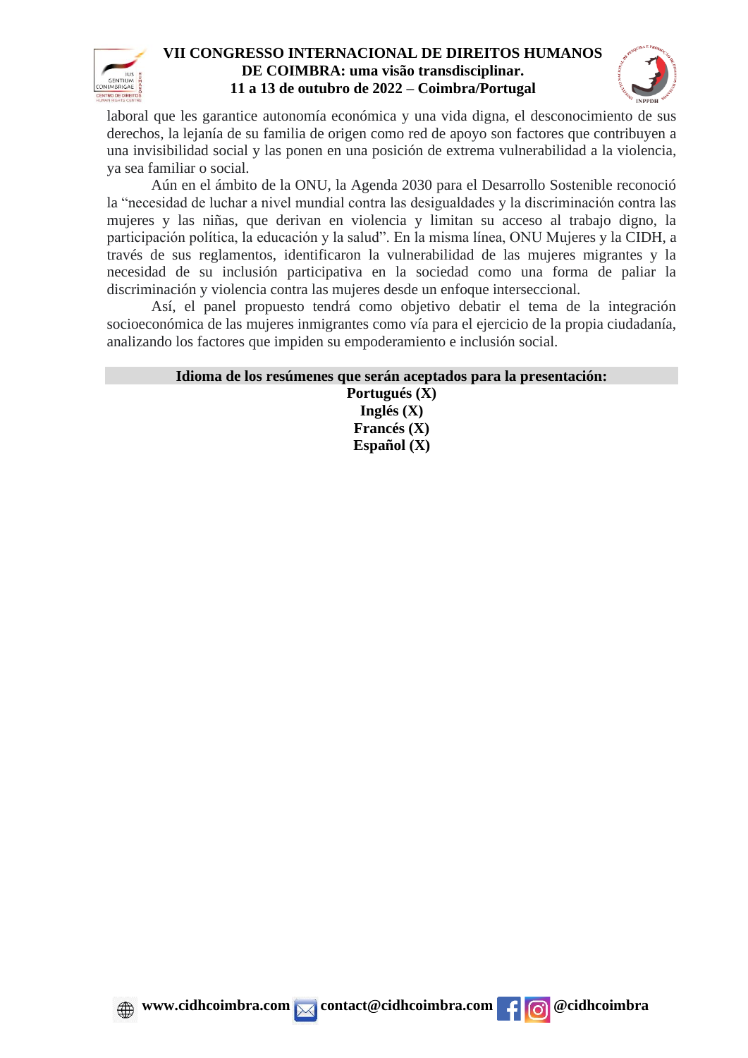laboral que les garantice autonomía económica y una vida digna, el desconocimiento de sus derechos, la lejanía de su familia de origen como red de apoyo son factores que contribuyen a una invisibilidad social y las ponen en una posición de extrema vulnerabilidad a la violencia, ya sea familiar o social.

Aún en el ámbito de la ONU, la Agenda 2030 para el Desarrollo Sostenible reconoció la "necesidad de luchar a nivel mundial contra las desigualdades y la discriminación contra las mujeres y las niñas, que derivan en violencia y limitan su acceso al trabajo digno, la participación política, la educación y la salud". En la misma línea, ONU Mujeres y la CIDH, a través de sus reglamentos, identificaron la vulnerabilidad de las mujeres migrantes y la necesidad de su inclusión participativa en la sociedad como una forma de paliar la discriminación y violencia contra las mujeres desde un enfoque interseccional.

Así, el panel propuesto tendrá como objetivo debatir el tema de la integración socioeconómica de las mujeres inmigrantes como vía para el ejercicio de la propia ciudadanía, analizando los factores que impiden su empoderamiento e inclusión social.

**Idioma de los resúmenes que serán aceptados para la presentación:**

**Portugués (X)**
**Inglés (X)**
**Francés (X)**
**Español (X)**